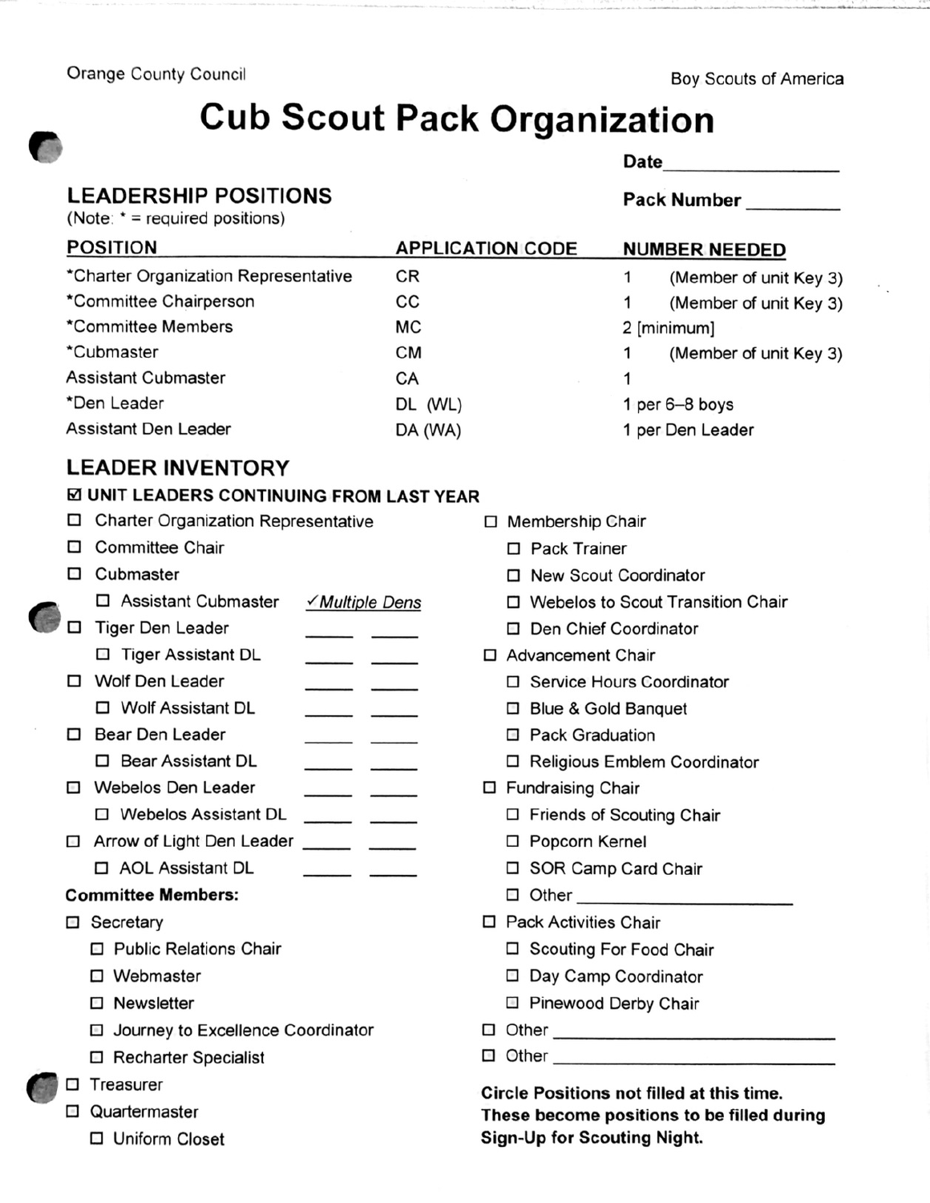Orange County Council — Boy Scouts of America

# Cub Scout Pack Organization

**Date**\_\_\_\_\_\_\_\_\_\_\_\_\_\_\_\_\_\_

**Pack Number** \_\_\_\_\_\_\_\_\_\_

## LEADERSHIP POSITIONS

(Note: * = required positions)

| POSITION | APPLICATION CODE | NUMBER NEEDED |
|---|---|---|
| *Charter Organization Representative | CR | 1 (Member of unit Key 3) |
| *Committee Chairperson | CC | 1 (Member of unit Key 3) |
| *Committee Members | MC | 2 [minimum] |
| *Cubmaster | CM | 1 (Member of unit Key 3) |
| Assistant Cubmaster | CA | 1 |
| *Den Leader | DL (WL) | 1 per 6–8 boys |
| Assistant Den Leader | DA (WA) | 1 per Den Leader |

## LEADER INVENTORY

☑ **UNIT LEADERS CONTINUING FROM LAST YEAR**

- ☐ Charter Organization Representative
- ☐ Committee Chair
- ☐ Cubmaster
  - ☐ Assistant Cubmaster — ✓*Multiple Dens*
- ☐ Tiger Den Leader \_\_\_\_ \_\_\_\_
  - ☐ Tiger Assistant DL \_\_\_\_ \_\_\_\_
- ☐ Wolf Den Leader \_\_\_\_ \_\_\_\_
  - ☐ Wolf Assistant DL \_\_\_\_ \_\_\_\_
- ☐ Bear Den Leader \_\_\_\_ \_\_\_\_
  - ☐ Bear Assistant DL \_\_\_\_ \_\_\_\_
- ☐ Webelos Den Leader \_\_\_\_ \_\_\_\_
  - ☐ Webelos Assistant DL \_\_\_\_ \_\_\_\_
- ☐ Arrow of Light Den Leader \_\_\_\_ \_\_\_\_
  - ☐ AOL Assistant DL \_\_\_\_ \_\_\_\_

**Committee Members:**

- ☐ Secretary
  - ☐ Public Relations Chair
  - ☐ Webmaster
  - ☐ Newsletter
  - ☐ Journey to Excellence Coordinator
  - ☐ Recharter Specialist
- ☐ Treasurer
- ☐ Quartermaster
  - ☐ Uniform Closet
- ☐ Membership Chair
  - ☐ Pack Trainer
  - ☐ New Scout Coordinator
  - ☐ Webelos to Scout Transition Chair
  - ☐ Den Chief Coordinator
- ☐ Advancement Chair
  - ☐ Service Hours Coordinator
  - ☐ Blue & Gold Banquet
  - ☐ Pack Graduation
  - ☐ Religious Emblem Coordinator
- ☐ Fundraising Chair
  - ☐ Friends of Scouting Chair
  - ☐ Popcorn Kernel
  - ☐ SOR Camp Card Chair
  - ☐ Other \_\_\_\_\_\_\_\_\_\_\_\_\_\_\_\_\_\_
- ☐ Pack Activities Chair
  - ☐ Scouting For Food Chair
  - ☐ Day Camp Coordinator
  - ☐ Pinewood Derby Chair
- ☐ Other \_\_\_\_\_\_\_\_\_\_\_\_\_\_\_\_\_\_\_\_\_\_
- ☐ Other \_\_\_\_\_\_\_\_\_\_\_\_\_\_\_\_\_\_\_\_\_\_

**Circle Positions not filled at this time. These become positions to be filled during Sign-Up for Scouting Night.**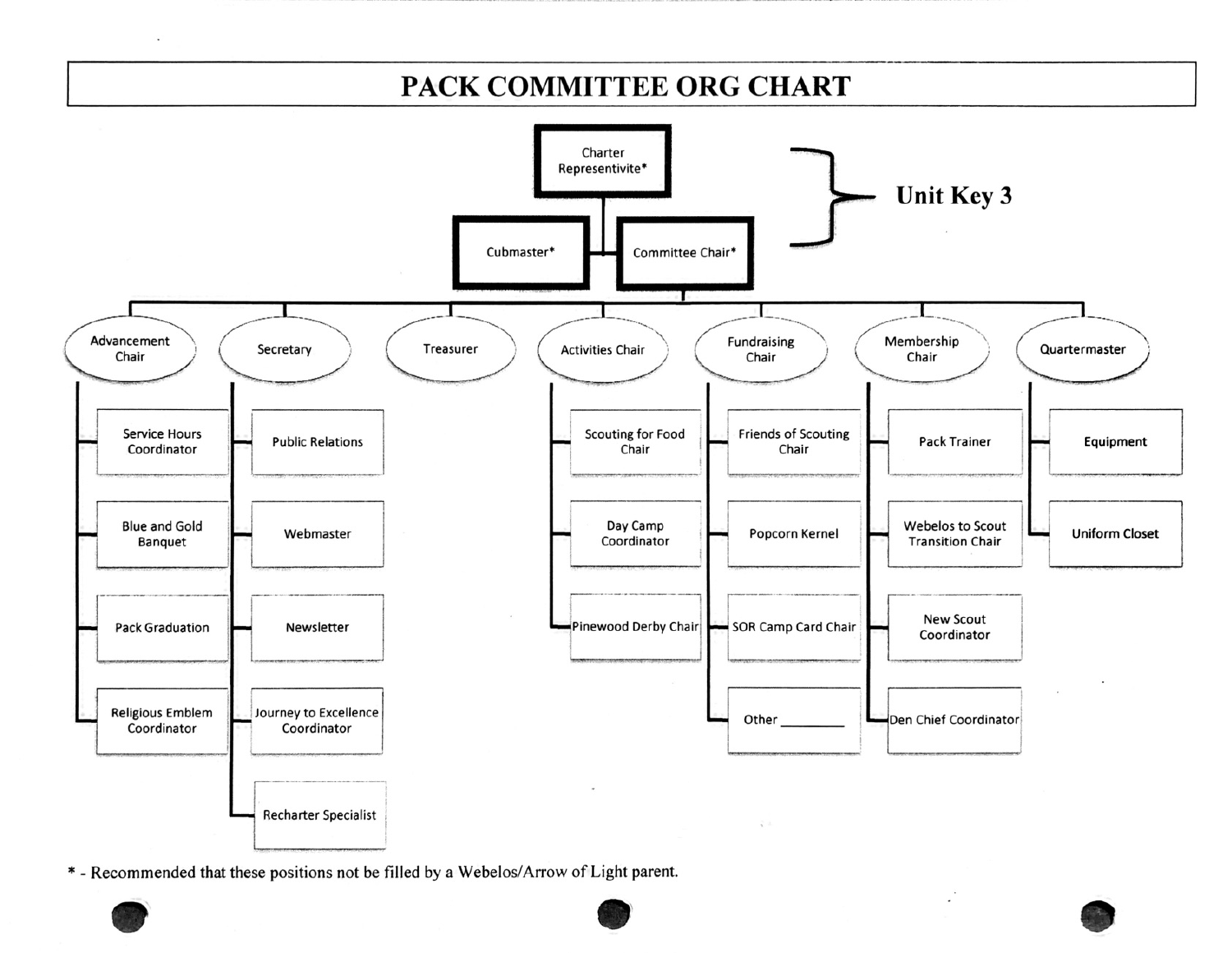# PACK COMMITTEE ORG CHART

**Unit Key 3:**

- Charter Representivite*
  - Cubmaster*
  - Committee Chair*

**Committee Chair*** oversees:

- **Advancement Chair**
  - Service Hours Coordinator
  - Blue and Gold Banquet
  - Pack Graduation
  - Religious Emblem Coordinator
- **Secretary**
  - Public Relations
  - Webmaster
  - Newsletter
  - Journey to Excellence Coordinator
  - Recharter Specialist
- **Treasurer**
- **Activities Chair**
  - Scouting for Food Chair
  - Day Camp Coordinator
  - Pinewood Derby Chair
- **Fundraising Chair**
  - Friends of Scouting Chair
  - Popcorn Kernel
  - SOR Camp Card Chair
  - Other ________
- **Membership Chair**
  - Pack Trainer
  - Webelos to Scout Transition Chair
  - New Scout Coordinator
  - Den Chief Coordinator
- **Quartermaster**
  - Equipment
  - Uniform Closet

\* - Recommended that these positions not be filled by a Webelos/Arrow of Light parent.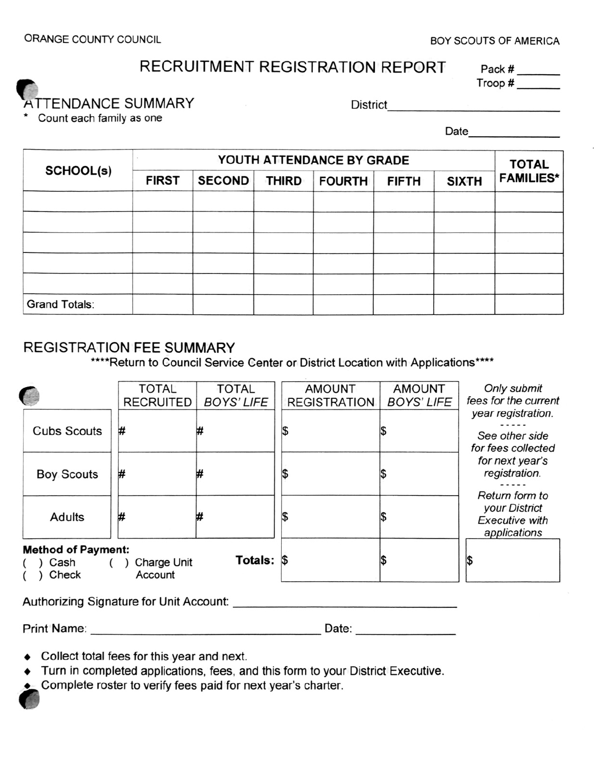ORANGE COUNTY COUNCIL

BOY SCOUTS OF AMERICA

# RECRUITMENT REGISTRATION REPORT

Pack # ______

Troop # ______

## ATTENDANCE SUMMARY

\* Count each family as one

District ____________________

Date ______________

| SCHOOL(s) | YOUTH ATTENDANCE BY GRADE | | | | | | TOTAL FAMILIES* |
|---|---|---|---|---|---|---|---|
| | FIRST | SECOND | THIRD | FOURTH | FIFTH | SIXTH | |
| | | | | | | | |
| | | | | | | | |
| | | | | | | | |
| | | | | | | | |
| | | | | | | | |
| Grand Totals: | | | | | | | |

## REGISTRATION FEE SUMMARY

****Return to Council Service Center or District Location with Applications****

| | TOTAL RECRUITED | TOTAL *BOYS' LIFE* | AMOUNT REGISTRATION | AMOUNT *BOYS' LIFE* | |
|---|---|---|---|---|---|
| Cubs Scouts | # | # | $ | $ | |
| Boy Scouts | # | # | $ | $ | |
| Adults | # | # | $ | $ | |
| Totals: | | | $ | $ | $ |

*Only submit fees for the current year registration.*

\-----

*See other side for fees collected for next year's registration.*

\-----

*Return form to your District Executive with applications*

**Method of Payment:**

( ) Cash ( ) Charge Unit Account

( ) Check

Authorizing Signature for Unit Account: ______________________________

Print Name: ______________________________ Date: ______________

- Collect total fees for this year and next.
- Turn in completed applications, fees, and this form to your District Executive.
- Complete roster to verify fees paid for next year's charter.